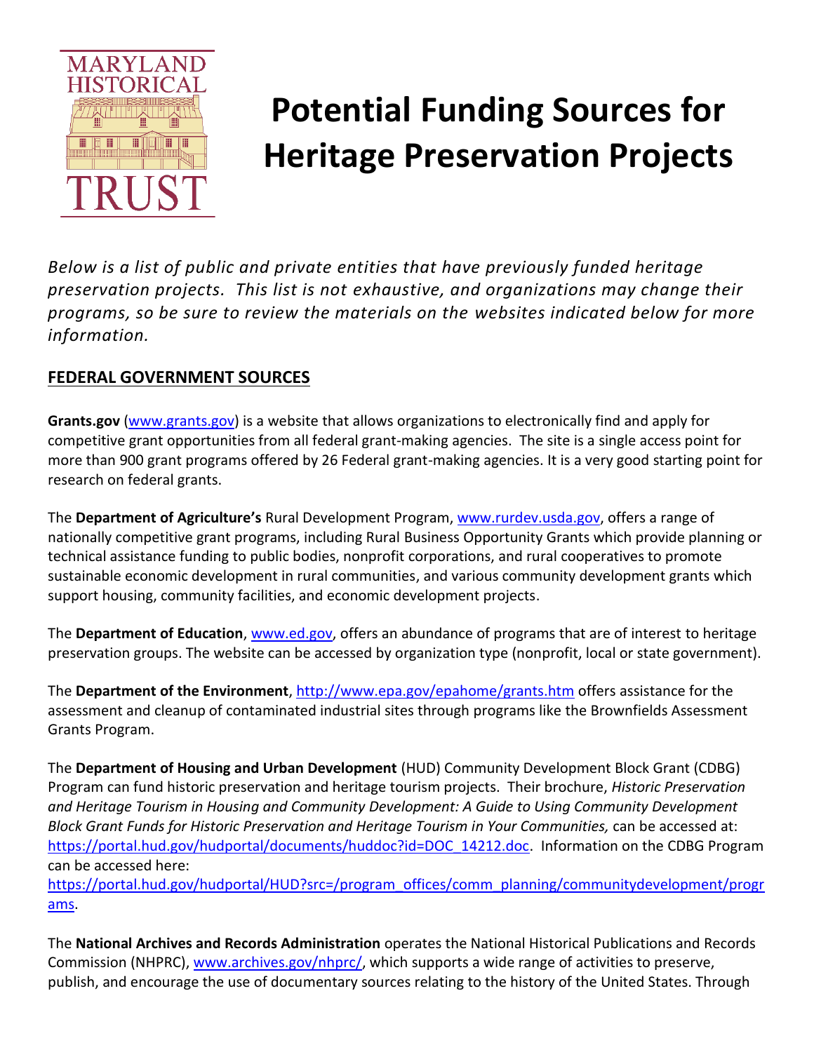# Potential Funding Sources for Heritage Preservation Projects

*Below is a list of public and private entities that have previously funded heritage preservation projects. This list is not exhaustive, and organizations may change their programs, so be sure to review the materials on the websites indicated below for more information.*

## FEDERAL GOVERNMENT SOURCES

**Grants.gov** (www.grants.gov) is a website that allows organizations to electronically find and apply for competitive grant opportunities from all federal grant-making agencies. The site is a single access point for more than 900 grant programs offered by 26 Federal grant-making agencies. It is a very good starting point for research on federal grants.

The **Department of Agriculture's** Rural Development Program, www.rurdev.usda.gov, offers a range of nationally competitive grant programs, including Rural Business Opportunity Grants which provide planning or technical assistance funding to public bodies, nonprofit corporations, and rural cooperatives to promote sustainable economic development in rural communities, and various community development grants which support housing, community facilities, and economic development projects.

The **Department of Education**, www.ed.gov, offers an abundance of programs that are of interest to heritage preservation groups. The website can be accessed by organization type (nonprofit, local or state government).

The **Department of the Environment**, http://www.epa.gov/epahome/grants.htm offers assistance for the assessment and cleanup of contaminated industrial sites through programs like the Brownfields Assessment Grants Program.

The **Department of Housing and Urban Development** (HUD) Community Development Block Grant (CDBG) Program can fund historic preservation and heritage tourism projects. Their brochure, *Historic Preservation and Heritage Tourism in Housing and Community Development: A Guide to Using Community Development Block Grant Funds for Historic Preservation and Heritage Tourism in Your Communities,* can be accessed at: https://portal.hud.gov/hudportal/documents/huddoc?id=DOC_14212.doc. Information on the CDBG Program can be accessed here: https://portal.hud.gov/hudportal/HUD?src=/program_offices/comm_planning/communitydevelopment/programs.

The **National Archives and Records Administration** operates the National Historical Publications and Records Commission (NHPRC), www.archives.gov/nhprc/, which supports a wide range of activities to preserve, publish, and encourage the use of documentary sources relating to the history of the United States. Through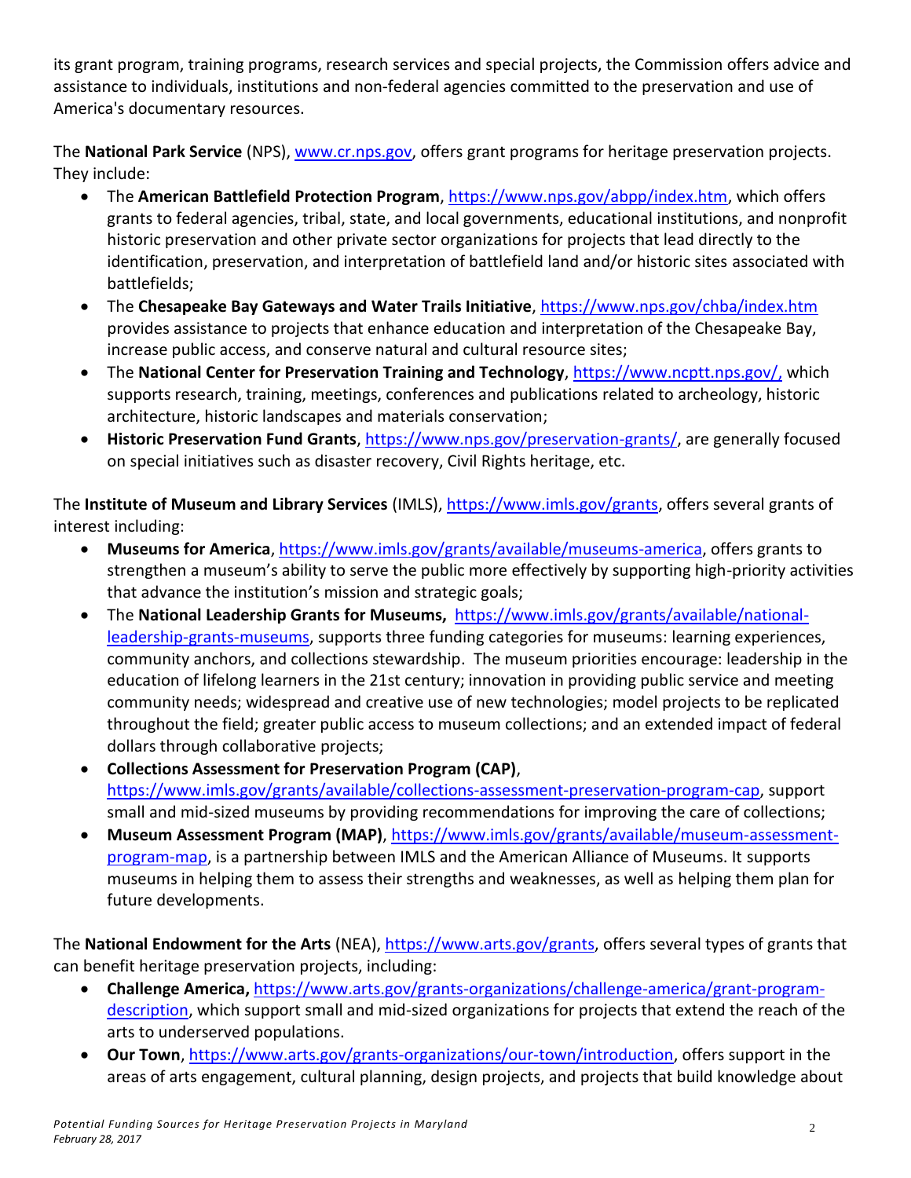its grant program, training programs, research services and special projects, the Commission offers advice and assistance to individuals, institutions and non-federal agencies committed to the preservation and use of America's documentary resources.

The **National Park Service** (NPS), www.cr.nps.gov, offers grant programs for heritage preservation projects. They include:

- The **American Battlefield Protection Program**, https://www.nps.gov/abpp/index.htm, which offers grants to federal agencies, tribal, state, and local governments, educational institutions, and nonprofit historic preservation and other private sector organizations for projects that lead directly to the identification, preservation, and interpretation of battlefield land and/or historic sites associated with battlefields;
- The **Chesapeake Bay Gateways and Water Trails Initiative**, https://www.nps.gov/chba/index.htm provides assistance to projects that enhance education and interpretation of the Chesapeake Bay, increase public access, and conserve natural and cultural resource sites;
- The **National Center for Preservation Training and Technology**, https://www.ncptt.nps.gov/, which supports research, training, meetings, conferences and publications related to archeology, historic architecture, historic landscapes and materials conservation;
- **Historic Preservation Fund Grants**, https://www.nps.gov/preservation-grants/, are generally focused on special initiatives such as disaster recovery, Civil Rights heritage, etc.

The **Institute of Museum and Library Services** (IMLS), https://www.imls.gov/grants, offers several grants of interest including:

- **Museums for America**, https://www.imls.gov/grants/available/museums-america, offers grants to strengthen a museum's ability to serve the public more effectively by supporting high-priority activities that advance the institution's mission and strategic goals;
- The **National Leadership Grants for Museums,** https://www.imls.gov/grants/available/national-leadership-grants-museums, supports three funding categories for museums: learning experiences, community anchors, and collections stewardship. The museum priorities encourage: leadership in the education of lifelong learners in the 21st century; innovation in providing public service and meeting community needs; widespread and creative use of new technologies; model projects to be replicated throughout the field; greater public access to museum collections; and an extended impact of federal dollars through collaborative projects;
- **Collections Assessment for Preservation Program (CAP)**, https://www.imls.gov/grants/available/collections-assessment-preservation-program-cap, support small and mid-sized museums by providing recommendations for improving the care of collections;
- **Museum Assessment Program (MAP)**, https://www.imls.gov/grants/available/museum-assessment-program-map, is a partnership between IMLS and the American Alliance of Museums. It supports museums in helping them to assess their strengths and weaknesses, as well as helping them plan for future developments.

The **National Endowment for the Arts** (NEA), https://www.arts.gov/grants, offers several types of grants that can benefit heritage preservation projects, including:

- **Challenge America,** https://www.arts.gov/grants-organizations/challenge-america/grant-program-description, which support small and mid-sized organizations for projects that extend the reach of the arts to underserved populations.
- **Our Town**, https://www.arts.gov/grants-organizations/our-town/introduction, offers support in the areas of arts engagement, cultural planning, design projects, and projects that build knowledge about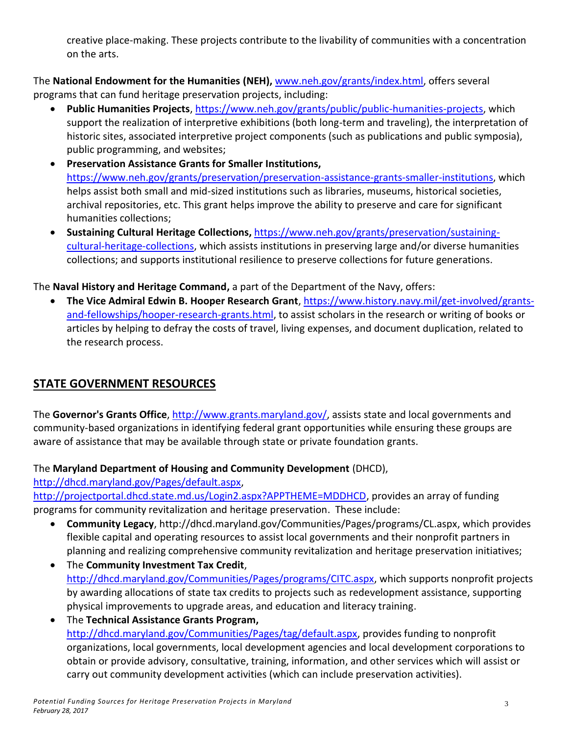creative place-making. These projects contribute to the livability of communities with a concentration on the arts.

The **National Endowment for the Humanities (NEH),** www.neh.gov/grants/index.html, offers several programs that can fund heritage preservation projects, including:

- **Public Humanities Projects**, https://www.neh.gov/grants/public/public-humanities-projects, which support the realization of interpretive exhibitions (both long-term and traveling), the interpretation of historic sites, associated interpretive project components (such as publications and public symposia), public programming, and websites;
- **Preservation Assistance Grants for Smaller Institutions,** https://www.neh.gov/grants/preservation/preservation-assistance-grants-smaller-institutions, which helps assist both small and mid-sized institutions such as libraries, museums, historical societies, archival repositories, etc. This grant helps improve the ability to preserve and care for significant humanities collections;
- **Sustaining Cultural Heritage Collections,** https://www.neh.gov/grants/preservation/sustaining-cultural-heritage-collections, which assists institutions in preserving large and/or diverse humanities collections; and supports institutional resilience to preserve collections for future generations.

The **Naval History and Heritage Command,** a part of the Department of the Navy, offers:

- **The Vice Admiral Edwin B. Hooper Research Grant**, https://www.history.navy.mil/get-involved/grants-and-fellowships/hooper-research-grants.html, to assist scholars in the research or writing of books or articles by helping to defray the costs of travel, living expenses, and document duplication, related to the research process.

## STATE GOVERNMENT RESOURCES

The **Governor's Grants Office**, http://www.grants.maryland.gov/, assists state and local governments and community-based organizations in identifying federal grant opportunities while ensuring these groups are aware of assistance that may be available through state or private foundation grants.

The **Maryland Department of Housing and Community Development** (DHCD), http://dhcd.maryland.gov/Pages/default.aspx, http://projectportal.dhcd.state.md.us/Login2.aspx?APPTHEME=MDDHCD, provides an array of funding programs for community revitalization and heritage preservation. These include:

- **Community Legacy**, http://dhcd.maryland.gov/Communities/Pages/programs/CL.aspx, which provides flexible capital and operating resources to assist local governments and their nonprofit partners in planning and realizing comprehensive community revitalization and heritage preservation initiatives;
- The **Community Investment Tax Credit**, http://dhcd.maryland.gov/Communities/Pages/programs/CITC.aspx, which supports nonprofit projects by awarding allocations of state tax credits to projects such as redevelopment assistance, supporting physical improvements to upgrade areas, and education and literacy training.
- The **Technical Assistance Grants Program,** http://dhcd.maryland.gov/Communities/Pages/tag/default.aspx, provides funding to nonprofit organizations, local governments, local development agencies and local development corporations to obtain or provide advisory, consultative, training, information, and other services which will assist or carry out community development activities (which can include preservation activities).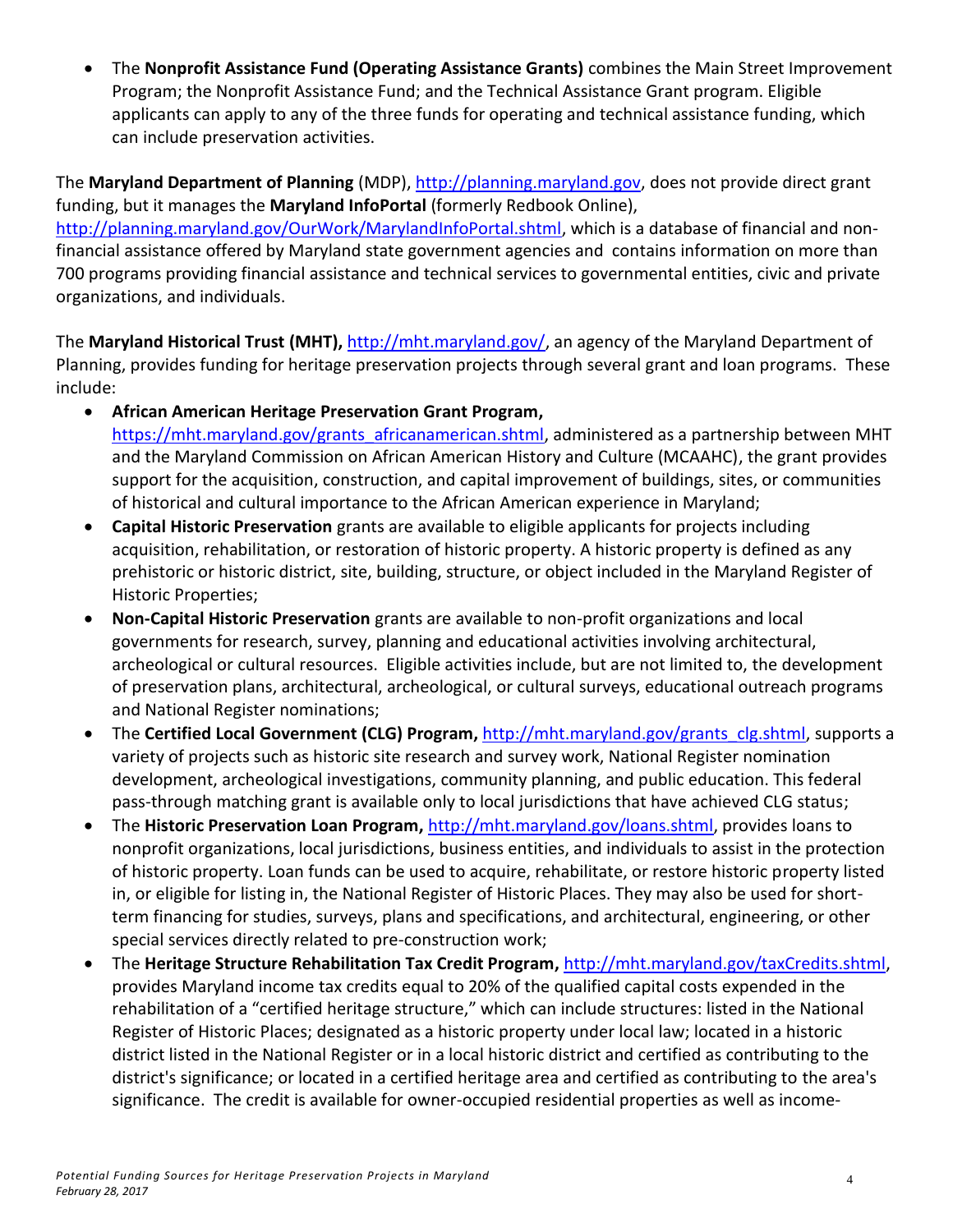- The **Nonprofit Assistance Fund (Operating Assistance Grants)** combines the Main Street Improvement Program; the Nonprofit Assistance Fund; and the Technical Assistance Grant program. Eligible applicants can apply to any of the three funds for operating and technical assistance funding, which can include preservation activities.

The **Maryland Department of Planning** (MDP), http://planning.maryland.gov, does not provide direct grant funding, but it manages the **Maryland InfoPortal** (formerly Redbook Online), http://planning.maryland.gov/OurWork/MarylandInfoPortal.shtml, which is a database of financial and non-financial assistance offered by Maryland state government agencies and contains information on more than 700 programs providing financial assistance and technical services to governmental entities, civic and private organizations, and individuals.

The **Maryland Historical Trust (MHT),** http://mht.maryland.gov/, an agency of the Maryland Department of Planning, provides funding for heritage preservation projects through several grant and loan programs. These include:

- **African American Heritage Preservation Grant Program,** https://mht.maryland.gov/grants_africanamerican.shtml, administered as a partnership between MHT and the Maryland Commission on African American History and Culture (MCAAHC), the grant provides support for the acquisition, construction, and capital improvement of buildings, sites, or communities of historical and cultural importance to the African American experience in Maryland;
- **Capital Historic Preservation** grants are available to eligible applicants for projects including acquisition, rehabilitation, or restoration of historic property. A historic property is defined as any prehistoric or historic district, site, building, structure, or object included in the Maryland Register of Historic Properties;
- **Non-Capital Historic Preservation** grants are available to non-profit organizations and local governments for research, survey, planning and educational activities involving architectural, archeological or cultural resources. Eligible activities include, but are not limited to, the development of preservation plans, architectural, archeological, or cultural surveys, educational outreach programs and National Register nominations;
- The **Certified Local Government (CLG) Program,** http://mht.maryland.gov/grants_clg.shtml, supports a variety of projects such as historic site research and survey work, National Register nomination development, archeological investigations, community planning, and public education. This federal pass-through matching grant is available only to local jurisdictions that have achieved CLG status;
- The **Historic Preservation Loan Program,** http://mht.maryland.gov/loans.shtml, provides loans to nonprofit organizations, local jurisdictions, business entities, and individuals to assist in the protection of historic property. Loan funds can be used to acquire, rehabilitate, or restore historic property listed in, or eligible for listing in, the National Register of Historic Places. They may also be used for short-term financing for studies, surveys, plans and specifications, and architectural, engineering, or other special services directly related to pre-construction work;
- The **Heritage Structure Rehabilitation Tax Credit Program,** http://mht.maryland.gov/taxCredits.shtml, provides Maryland income tax credits equal to 20% of the qualified capital costs expended in the rehabilitation of a "certified heritage structure," which can include structures: listed in the National Register of Historic Places; designated as a historic property under local law; located in a historic district listed in the National Register or in a local historic district and certified as contributing to the district's significance; or located in a certified heritage area and certified as contributing to the area's significance. The credit is available for owner-occupied residential properties as well as income-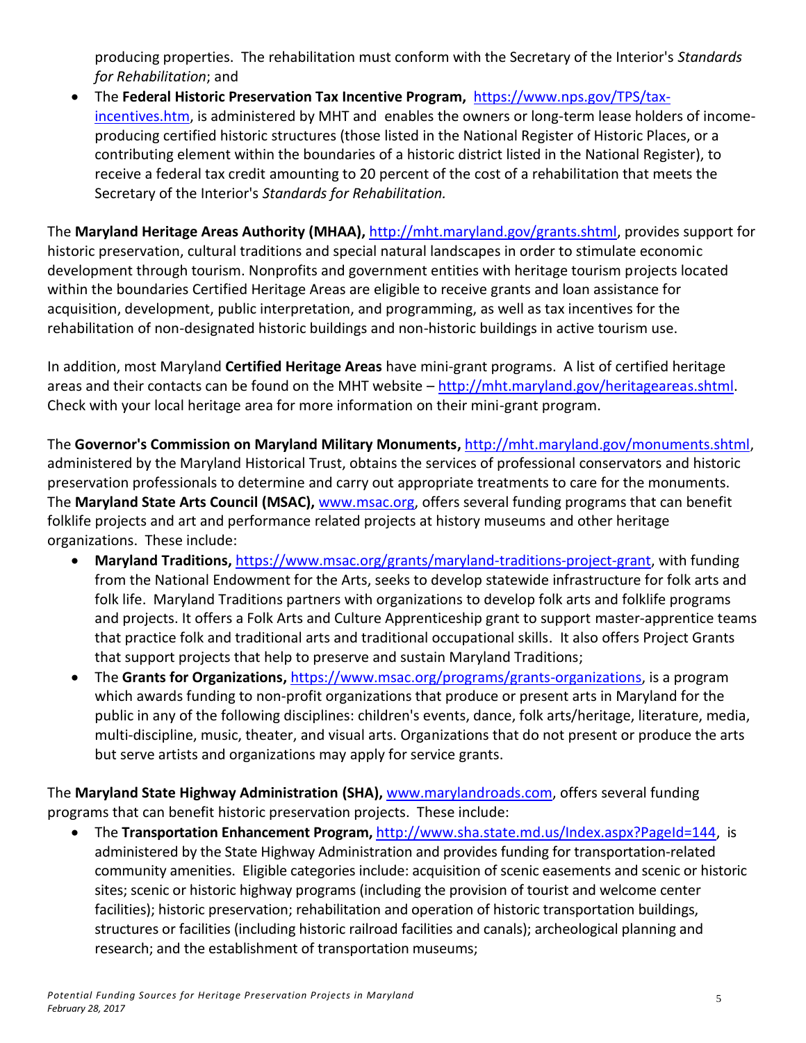producing properties. The rehabilitation must conform with the Secretary of the Interior's *Standards for Rehabilitation*; and

- The **Federal Historic Preservation Tax Incentive Program,** https://www.nps.gov/TPS/tax-incentives.htm, is administered by MHT and enables the owners or long-term lease holders of income-producing certified historic structures (those listed in the National Register of Historic Places, or a contributing element within the boundaries of a historic district listed in the National Register), to receive a federal tax credit amounting to 20 percent of the cost of a rehabilitation that meets the Secretary of the Interior's *Standards for Rehabilitation.*

The **Maryland Heritage Areas Authority (MHAA),** http://mht.maryland.gov/grants.shtml, provides support for historic preservation, cultural traditions and special natural landscapes in order to stimulate economic development through tourism. Nonprofits and government entities with heritage tourism projects located within the boundaries Certified Heritage Areas are eligible to receive grants and loan assistance for acquisition, development, public interpretation, and programming, as well as tax incentives for the rehabilitation of non-designated historic buildings and non-historic buildings in active tourism use.

In addition, most Maryland **Certified Heritage Areas** have mini-grant programs. A list of certified heritage areas and their contacts can be found on the MHT website – http://mht.maryland.gov/heritageareas.shtml. Check with your local heritage area for more information on their mini-grant program.

The **Governor's Commission on Maryland Military Monuments,** http://mht.maryland.gov/monuments.shtml, administered by the Maryland Historical Trust, obtains the services of professional conservators and historic preservation professionals to determine and carry out appropriate treatments to care for the monuments.

The **Maryland State Arts Council (MSAC),** www.msac.org, offers several funding programs that can benefit folklife projects and art and performance related projects at history museums and other heritage organizations. These include:

- **Maryland Traditions,** https://www.msac.org/grants/maryland-traditions-project-grant, with funding from the National Endowment for the Arts, seeks to develop statewide infrastructure for folk arts and folk life. Maryland Traditions partners with organizations to develop folk arts and folklife programs and projects. It offers a Folk Arts and Culture Apprenticeship grant to support master-apprentice teams that practice folk and traditional arts and traditional occupational skills. It also offers Project Grants that support projects that help to preserve and sustain Maryland Traditions;
- The **Grants for Organizations,** https://www.msac.org/programs/grants-organizations, is a program which awards funding to non-profit organizations that produce or present arts in Maryland for the public in any of the following disciplines: children's events, dance, folk arts/heritage, literature, media, multi-discipline, music, theater, and visual arts. Organizations that do not present or produce the arts but serve artists and organizations may apply for service grants.

The **Maryland State Highway Administration (SHA),** www.marylandroads.com, offers several funding programs that can benefit historic preservation projects. These include:

- The **Transportation Enhancement Program,** http://www.sha.state.md.us/Index.aspx?PageId=144, is administered by the State Highway Administration and provides funding for transportation-related community amenities. Eligible categories include: acquisition of scenic easements and scenic or historic sites; scenic or historic highway programs (including the provision of tourist and welcome center facilities); historic preservation; rehabilitation and operation of historic transportation buildings, structures or facilities (including historic railroad facilities and canals); archeological planning and research; and the establishment of transportation museums;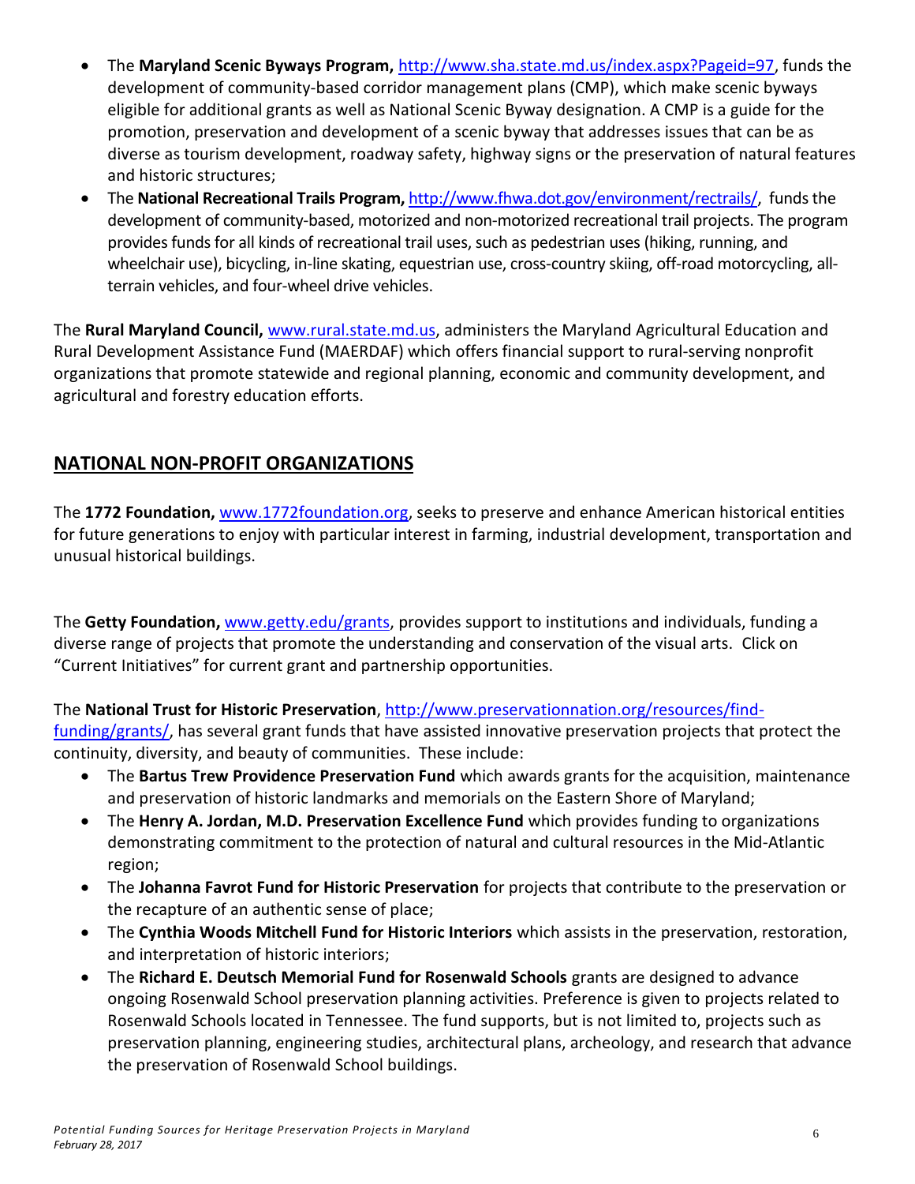- The **Maryland Scenic Byways Program,** http://www.sha.state.md.us/index.aspx?Pageid=97, funds the development of community-based corridor management plans (CMP), which make scenic byways eligible for additional grants as well as National Scenic Byway designation. A CMP is a guide for the promotion, preservation and development of a scenic byway that addresses issues that can be as diverse as tourism development, roadway safety, highway signs or the preservation of natural features and historic structures;
- The **National Recreational Trails Program,** http://www.fhwa.dot.gov/environment/rectrails/, funds the development of community-based, motorized and non-motorized recreational trail projects. The program provides funds for all kinds of recreational trail uses, such as pedestrian uses (hiking, running, and wheelchair use), bicycling, in-line skating, equestrian use, cross-country skiing, off-road motorcycling, all-terrain vehicles, and four-wheel drive vehicles.

The **Rural Maryland Council,** www.rural.state.md.us, administers the Maryland Agricultural Education and Rural Development Assistance Fund (MAERDAF) which offers financial support to rural-serving nonprofit organizations that promote statewide and regional planning, economic and community development, and agricultural and forestry education efforts.

## NATIONAL NON-PROFIT ORGANIZATIONS

The **1772 Foundation,** www.1772foundation.org, seeks to preserve and enhance American historical entities for future generations to enjoy with particular interest in farming, industrial development, transportation and unusual historical buildings.

The **Getty Foundation,** www.getty.edu/grants, provides support to institutions and individuals, funding a diverse range of projects that promote the understanding and conservation of the visual arts. Click on "Current Initiatives" for current grant and partnership opportunities.

The **National Trust for Historic Preservation**, http://www.preservationnation.org/resources/find-funding/grants/, has several grant funds that have assisted innovative preservation projects that protect the continuity, diversity, and beauty of communities. These include:

- The **Bartus Trew Providence Preservation Fund** which awards grants for the acquisition, maintenance and preservation of historic landmarks and memorials on the Eastern Shore of Maryland;
- The **Henry A. Jordan, M.D. Preservation Excellence Fund** which provides funding to organizations demonstrating commitment to the protection of natural and cultural resources in the Mid-Atlantic region;
- The **Johanna Favrot Fund for Historic Preservation** for projects that contribute to the preservation or the recapture of an authentic sense of place;
- The **Cynthia Woods Mitchell Fund for Historic Interiors** which assists in the preservation, restoration, and interpretation of historic interiors;
- The **Richard E. Deutsch Memorial Fund for Rosenwald Schools** grants are designed to advance ongoing Rosenwald School preservation planning activities. Preference is given to projects related to Rosenwald Schools located in Tennessee. The fund supports, but is not limited to, projects such as preservation planning, engineering studies, architectural plans, archeology, and research that advance the preservation of Rosenwald School buildings.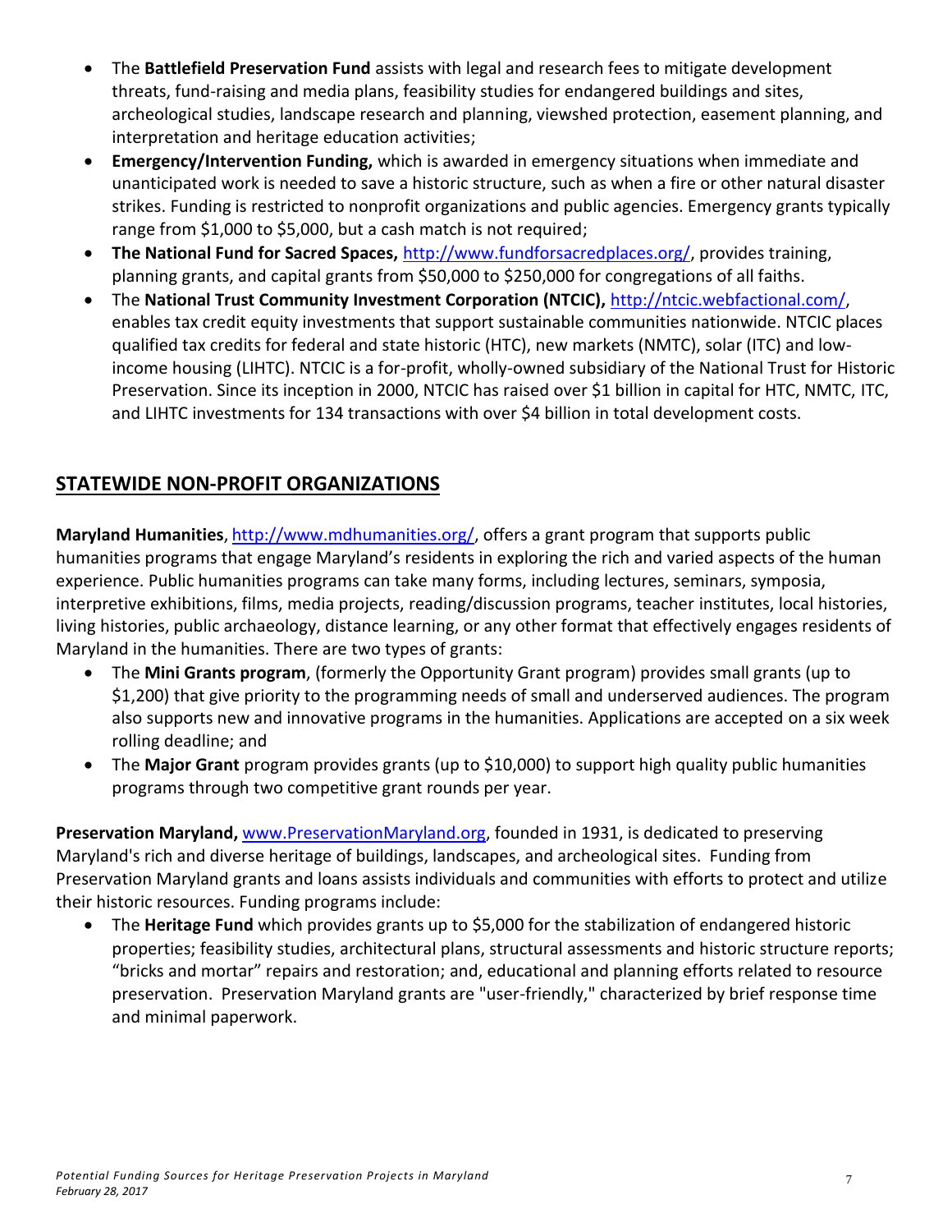- The **Battlefield Preservation Fund** assists with legal and research fees to mitigate development threats, fund-raising and media plans, feasibility studies for endangered buildings and sites, archeological studies, landscape research and planning, viewshed protection, easement planning, and interpretation and heritage education activities;
- **Emergency/Intervention Funding,** which is awarded in emergency situations when immediate and unanticipated work is needed to save a historic structure, such as when a fire or other natural disaster strikes. Funding is restricted to nonprofit organizations and public agencies. Emergency grants typically range from $1,000 to $5,000, but a cash match is not required;
- **The National Fund for Sacred Spaces,** http://www.fundforsacredplaces.org/, provides training, planning grants, and capital grants from $50,000 to $250,000 for congregations of all faiths.
- The **National Trust Community Investment Corporation (NTCIC),** http://ntcic.webfactional.com/, enables tax credit equity investments that support sustainable communities nationwide. NTCIC places qualified tax credits for federal and state historic (HTC), new markets (NMTC), solar (ITC) and low-income housing (LIHTC). NTCIC is a for-profit, wholly-owned subsidiary of the National Trust for Historic Preservation. Since its inception in 2000, NTCIC has raised over $1 billion in capital for HTC, NMTC, ITC, and LIHTC investments for 134 transactions with over $4 billion in total development costs.

## STATEWIDE NON-PROFIT ORGANIZATIONS

**Maryland Humanities**, http://www.mdhumanities.org/, offers a grant program that supports public humanities programs that engage Maryland's residents in exploring the rich and varied aspects of the human experience. Public humanities programs can take many forms, including lectures, seminars, symposia, interpretive exhibitions, films, media projects, reading/discussion programs, teacher institutes, local histories, living histories, public archaeology, distance learning, or any other format that effectively engages residents of Maryland in the humanities. There are two types of grants:

- The **Mini Grants program**, (formerly the Opportunity Grant program) provides small grants (up to $1,200) that give priority to the programming needs of small and underserved audiences. The program also supports new and innovative programs in the humanities. Applications are accepted on a six week rolling deadline; and
- The **Major Grant** program provides grants (up to $10,000) to support high quality public humanities programs through two competitive grant rounds per year.

**Preservation Maryland,** www.PreservationMaryland.org, founded in 1931, is dedicated to preserving Maryland's rich and diverse heritage of buildings, landscapes, and archeological sites. Funding from Preservation Maryland grants and loans assists individuals and communities with efforts to protect and utilize their historic resources. Funding programs include:

- The **Heritage Fund** which provides grants up to $5,000 for the stabilization of endangered historic properties; feasibility studies, architectural plans, structural assessments and historic structure reports; "bricks and mortar" repairs and restoration; and, educational and planning efforts related to resource preservation. Preservation Maryland grants are "user-friendly," characterized by brief response time and minimal paperwork.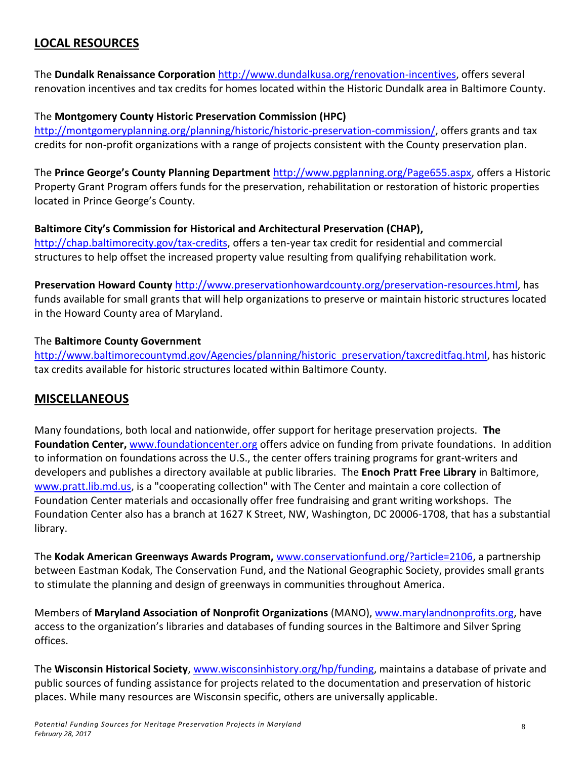## LOCAL RESOURCES

The **Dundalk Renaissance Corporation** http://www.dundalkusa.org/renovation-incentives, offers several renovation incentives and tax credits for homes located within the Historic Dundalk area in Baltimore County.

The **Montgomery County Historic Preservation Commission (HPC)** http://montgomeryplanning.org/planning/historic/historic-preservation-commission/, offers grants and tax credits for non-profit organizations with a range of projects consistent with the County preservation plan.

The **Prince George's County Planning Department** http://www.pgplanning.org/Page655.aspx, offers a Historic Property Grant Program offers funds for the preservation, rehabilitation or restoration of historic properties located in Prince George's County.

**Baltimore City's Commission for Historical and Architectural Preservation (CHAP),** http://chap.baltimorecity.gov/tax-credits, offers a ten-year tax credit for residential and commercial structures to help offset the increased property value resulting from qualifying rehabilitation work.

**Preservation Howard County** http://www.preservationhowardcounty.org/preservation-resources.html, has funds available for small grants that will help organizations to preserve or maintain historic structures located in the Howard County area of Maryland.

The **Baltimore County Government** http://www.baltimorecountymd.gov/Agencies/planning/historic_preservation/taxcreditfaq.html, has historic tax credits available for historic structures located within Baltimore County.

## MISCELLANEOUS

Many foundations, both local and nationwide, offer support for heritage preservation projects. **The Foundation Center,** www.foundationcenter.org offers advice on funding from private foundations. In addition to information on foundations across the U.S., the center offers training programs for grant-writers and developers and publishes a directory available at public libraries. The **Enoch Pratt Free Library** in Baltimore, www.pratt.lib.md.us, is a "cooperating collection" with The Center and maintain a core collection of Foundation Center materials and occasionally offer free fundraising and grant writing workshops. The Foundation Center also has a branch at 1627 K Street, NW, Washington, DC 20006-1708, that has a substantial library.

The **Kodak American Greenways Awards Program,** www.conservationfund.org/?article=2106, a partnership between Eastman Kodak, The Conservation Fund, and the National Geographic Society, provides small grants to stimulate the planning and design of greenways in communities throughout America.

Members of **Maryland Association of Nonprofit Organizations** (MANO), www.marylandnonprofits.org, have access to the organization's libraries and databases of funding sources in the Baltimore and Silver Spring offices.

The **Wisconsin Historical Society**, www.wisconsinhistory.org/hp/funding, maintains a database of private and public sources of funding assistance for projects related to the documentation and preservation of historic places. While many resources are Wisconsin specific, others are universally applicable.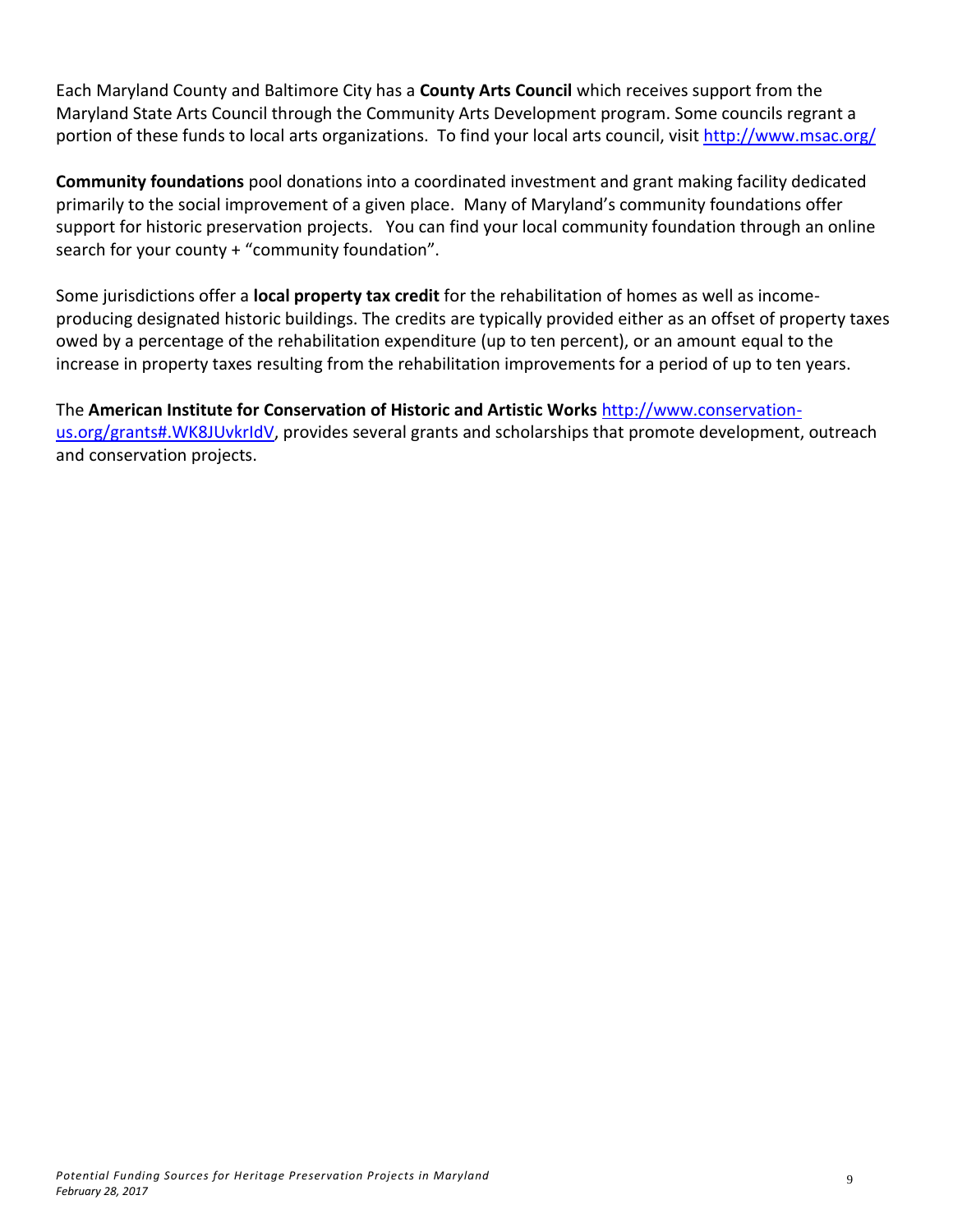Each Maryland County and Baltimore City has a **County Arts Council** which receives support from the Maryland State Arts Council through the Community Arts Development program. Some councils regrant a portion of these funds to local arts organizations. To find your local arts council, visit http://www.msac.org/

**Community foundations** pool donations into a coordinated investment and grant making facility dedicated primarily to the social improvement of a given place. Many of Maryland's community foundations offer support for historic preservation projects. You can find your local community foundation through an online search for your county + "community foundation".

Some jurisdictions offer a **local property tax credit** for the rehabilitation of homes as well as income-producing designated historic buildings. The credits are typically provided either as an offset of property taxes owed by a percentage of the rehabilitation expenditure (up to ten percent), or an amount equal to the increase in property taxes resulting from the rehabilitation improvements for a period of up to ten years.

The **American Institute for Conservation of Historic and Artistic Works** http://www.conservation-us.org/grants#.WK8JUvkrIdV, provides several grants and scholarships that promote development, outreach and conservation projects.